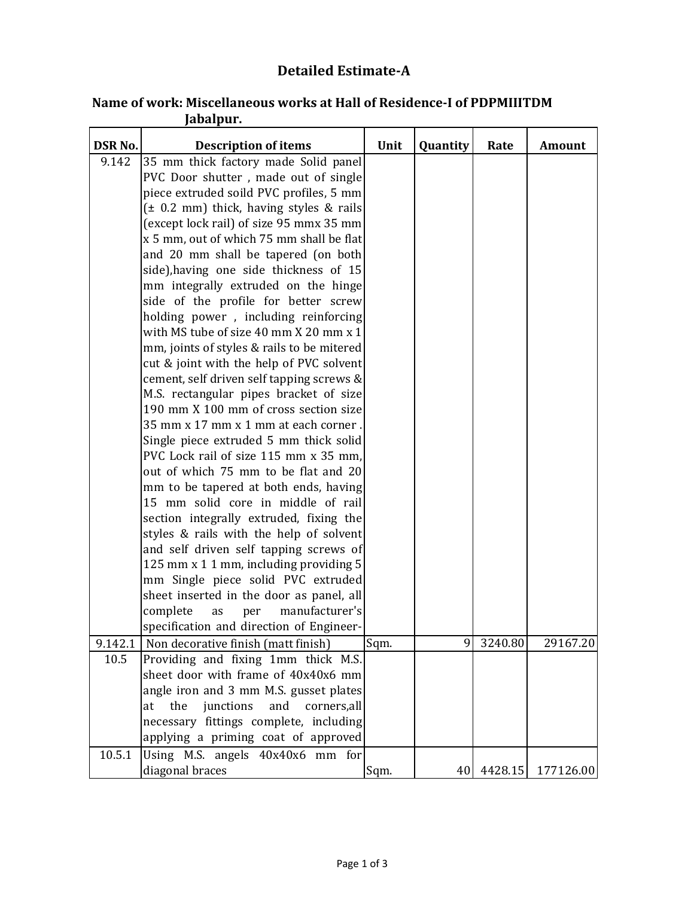# Detailed Estimate-A

**Name of work: Miscellaneous works at Hall of Residence-I of PDPMIIITDM Jabalpur.**

| DSR No. | Description of items | Unit | Quantity | Rate | Amount |
|---|---|---|---|---|---|
| 9.142 | 35 mm thick factory made Solid panel PVC Door shutter , made out of single piece extruded soild PVC profiles, 5 mm (± 0.2 mm) thick, having styles & rails (except lock rail) of size 95 mmx 35 mm x 5 mm, out of which 75 mm shall be flat and 20 mm shall be tapered (on both side),having one side thickness of 15 mm integrally extruded on the hinge side of the profile for better screw holding power , including reinforcing with MS tube of size 40 mm X 20 mm x 1 mm, joints of styles & rails to be mitered cut & joint with the help of PVC solvent cement, self driven self tapping screws & M.S. rectangular pipes bracket of size 190 mm X 100 mm of cross section size 35 mm x 17 mm x 1 mm at each corner . Single piece extruded 5 mm thick solid PVC Lock rail of size 115 mm x 35 mm, out of which 75 mm to be flat and 20 mm to be tapered at both ends, having 15 mm solid core in middle of rail section integrally extruded, fixing the styles & rails with the help of solvent and self driven self tapping screws of 125 mm x 1 1 mm, including providing 5 mm Single piece solid PVC extruded sheet inserted in the door as panel, all complete as per manufacturer's specification and direction of Engineer- | | | | |
| 9.142.1 | Non decorative finish (matt finish) | Sqm. | 9 | 3240.80 | 29167.20 |
| 10.5 | Providing and fixing 1mm thick M.S. sheet door with frame of 40x40x6 mm angle iron and 3 mm M.S. gusset plates at the junctions and corners,all necessary fittings complete, including applying a priming coat of approved | | | | |
| 10.5.1 | Using M.S. angels 40x40x6 mm for diagonal braces | Sqm. | 40 | 4428.15 | 177126.00 |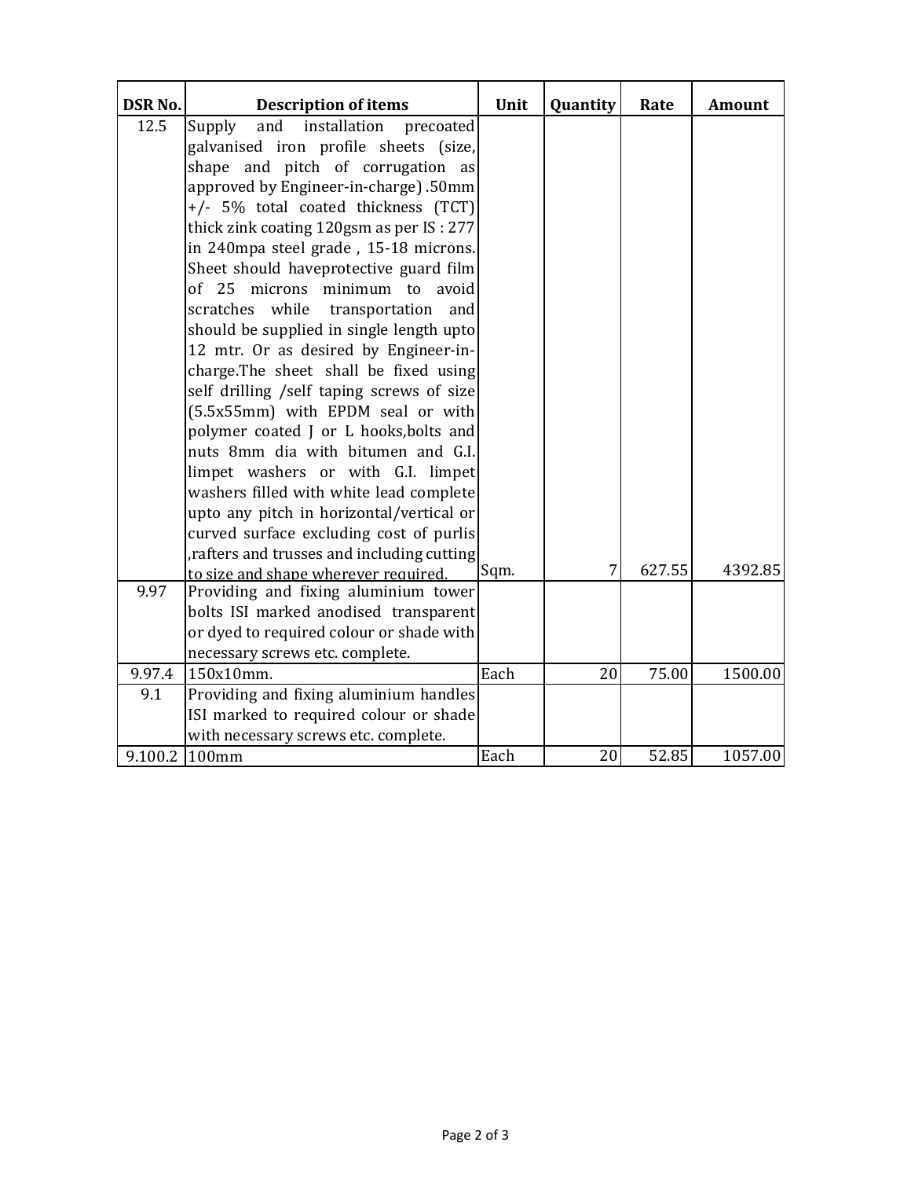| DSR No. | Description of items | Unit | Quantity | Rate | Amount |
|---|---|---|---|---|---|
| 12.5 | Supply and installation precoated galvanised iron profile sheets (size, shape and pitch of corrugation as approved by Engineer-in-charge) .50mm +/- 5% total coated thickness (TCT) thick zink coating 120gsm as per IS : 277 in 240mpa steel grade , 15-18 microns. Sheet should haveprotective guard film of 25 microns minimum to avoid scratches while transportation and should be supplied in single length upto 12 mtr. Or as desired by Engineer-in-charge.The sheet shall be fixed using self drilling /self taping screws of size (5.5x55mm) with EPDM seal or with polymer coated J or L hooks,bolts and nuts 8mm dia with bitumen and G.I. limpet washers or with G.I. limpet washers filled with white lead complete upto any pitch in horizontal/vertical or curved surface excluding cost of purlis ,rafters and trusses and including cutting to size and shape wherever required. | Sqm. | 7 | 627.55 | 4392.85 |
| 9.97 | Providing and fixing aluminium tower bolts ISI marked anodised transparent or dyed to required colour or shade with necessary screws etc. complete. | | | | |
| 9.97.4 | 150x10mm. | Each | 20 | 75.00 | 1500.00 |
| 9.1 | Providing and fixing aluminium handles ISI marked to required colour or shade with necessary screws etc. complete. | | | | |
| 9.100.2 | 100mm | Each | 20 | 52.85 | 1057.00 |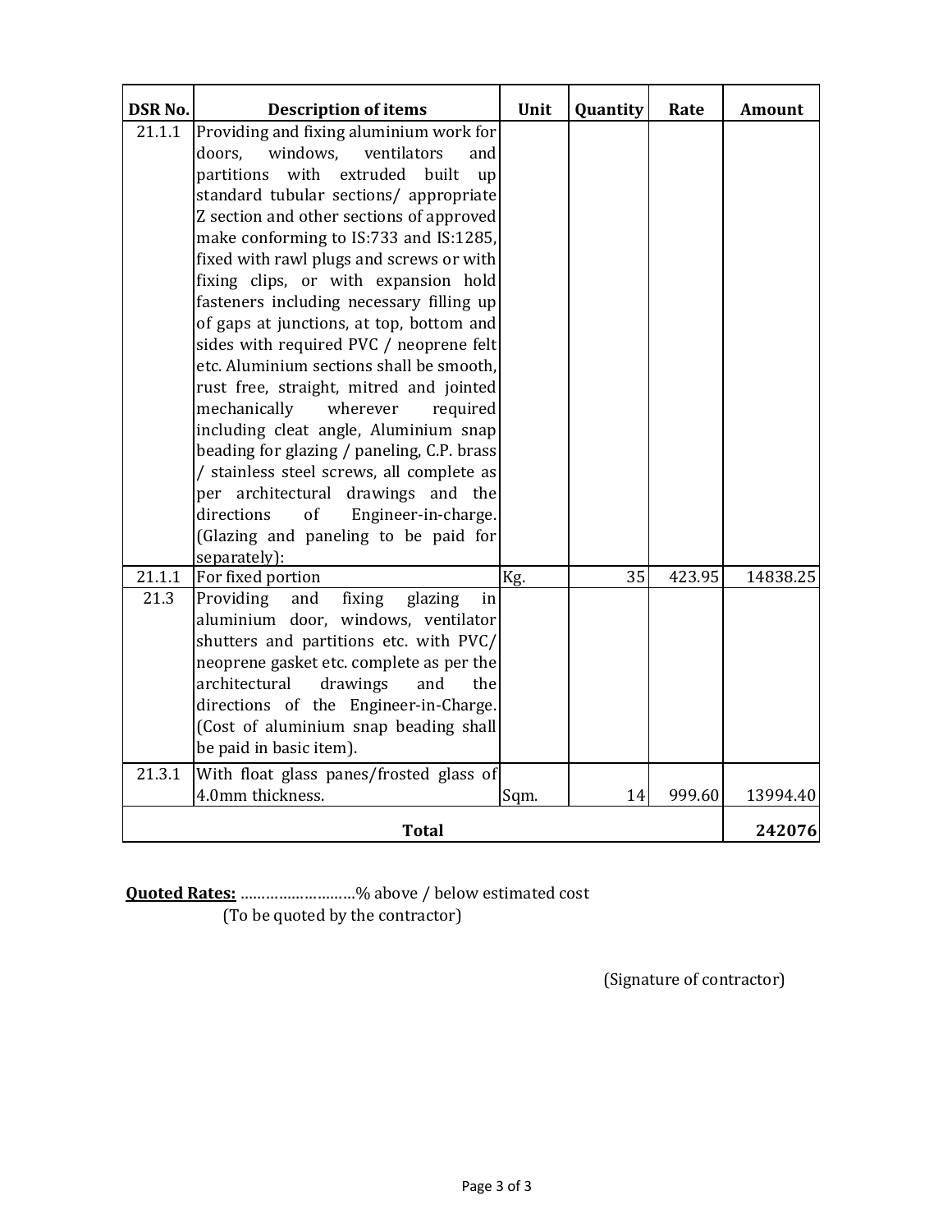| DSR No. | Description of items | Unit | Quantity | Rate | Amount |
|---|---|---|---|---|---|
| 21.1.1 | Providing and fixing aluminium work for doors, windows, ventilators and partitions with extruded built up standard tubular sections/ appropriate Z section and other sections of approved make conforming to IS:733 and IS:1285, fixed with rawl plugs and screws or with fixing clips, or with expansion hold fasteners including necessary filling up of gaps at junctions, at top, bottom and sides with required PVC / neoprene felt etc. Aluminium sections shall be smooth, rust free, straight, mitred and jointed mechanically wherever required including cleat angle, Aluminium snap beading for glazing / paneling, C.P. brass / stainless steel screws, all complete as per architectural drawings and the directions of Engineer-in-charge. (Glazing and paneling to be paid for separately): | | | | |
| 21.1.1 | For fixed portion | Kg. | 35 | 423.95 | 14838.25 |
| 21.3 | Providing and fixing glazing in aluminium door, windows, ventilator shutters and partitions etc. with PVC/ neoprene gasket etc. complete as per the architectural drawings and the directions of the Engineer-in-Charge. (Cost of aluminium snap beading shall be paid in basic item). | | | | |
| 21.3.1 | With float glass panes/frosted glass of 4.0mm thickness. | Sqm. | 14 | 999.60 | 13994.40 |
| | **Total** | | | | **242076** |

**Quoted Rates:** ………………………% above / below estimated cost
(To be quoted by the contractor)

(Signature of contractor)